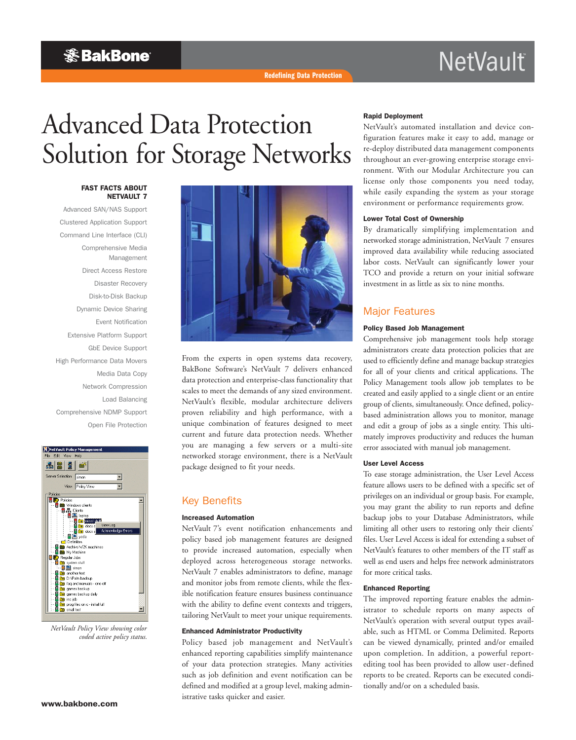BakBone

Redefining Data Protection

NetVault

# Advanced Data Protection Solution for Storage Networks

**FAST FACTS ABOUT NETVAULT 7**

- Advanced SAN/NAS Support
- Clustered Application Support
- Command Line Interface (CLI)
- Comprehensive Media Management
- Direct Access Restore
- Disaster Recovery
- Disk-to-Disk Backup
- Dynamic Device Sharing
- Event Notification
- Extensive Platform Support
- GbE Device Support
- High Performance Data Movers
- Media Data Copy
- Network Compression
- Load Balancing
- Comprehensive NDMP Support
- Open File Protection

*NetVault Policy View showing color coded active policy status.*

From the experts in open systems data recovery, BakBone Software's NetVault 7 delivers enhanced data protection and enterprise-class functionality that scales to meet the demands of any sized environment. NetVault's flexible, modular architecture delivers proven reliability and high performance, with a unique combination of features designed to meet current and future data protection needs. Whether you are managing a few servers or a multi-site networked storage environment, there is a NetVault package designed to fit your needs.

## Key Benefits

### Increased Automation

NetVault 7's event notification enhancements and policy based job management features are designed to provide increased automation, especially when deployed across heterogeneous storage networks. NetVault 7 enables administrators to define, manage and monitor jobs from remote clients, while the flexible notification feature ensures business continuance with the ability to define event contexts and triggers, tailoring NetVault to meet your unique requirements.

### Enhanced Administrator Productivity

Policy based job management and NetVault's enhanced reporting capabilities simplify maintenance of your data protection strategies. Many activities such as job definition and event notification can be defined and modified at a group level, making administrative tasks quicker and easier.

### Rapid Deployment

NetVault's automated installation and device configuration features make it easy to add, manage or re-deploy distributed data management components throughout an ever-growing enterprise storage environment. With our Modular Architecture you can license only those components you need today, while easily expanding the system as your storage environment or performance requirements grow.

### Lower Total Cost of Ownership

By dramatically simplifying implementation and networked storage administration, NetVault 7 ensures improved data availability while reducing associated labor costs. NetVault can significantly lower your TCO and provide a return on your initial software investment in as little as six to nine months.

## Major Features

### Policy Based Job Management

Comprehensive job management tools help storage administrators create data protection policies that are used to efficiently define and manage backup strategies for all of your clients and critical applications. The Policy Management tools allow job templates to be created and easily applied to a single client or an entire group of clients, simultaneously. Once defined, policy-based administration allows you to monitor, manage and edit a group of jobs as a single entity. This ultimately improves productivity and reduces the human error associated with manual job management.

### User Level Access

To ease storage administration, the User Level Access feature allows users to be defined with a specific set of privileges on an individual or group basis. For example, you may grant the ability to run reports and define backup jobs to your Database Administrators, while limiting all other users to restoring only their clients' files. User Level Access is ideal for extending a subset of NetVault's features to other members of the IT staff as well as end users and helps free network administrators for more critical tasks.

### Enhanced Reporting

The improved reporting feature enables the administrator to schedule reports on many aspects of NetVault's operation with several output types available, such as HTML or Comma Delimited. Reports can be viewed dynamically, printed and/or emailed upon completion. In addition, a powerful report-editing tool has been provided to allow user-defined reports to be created. Reports can be executed conditionally and/or on a scheduled basis.

www.bakbone.com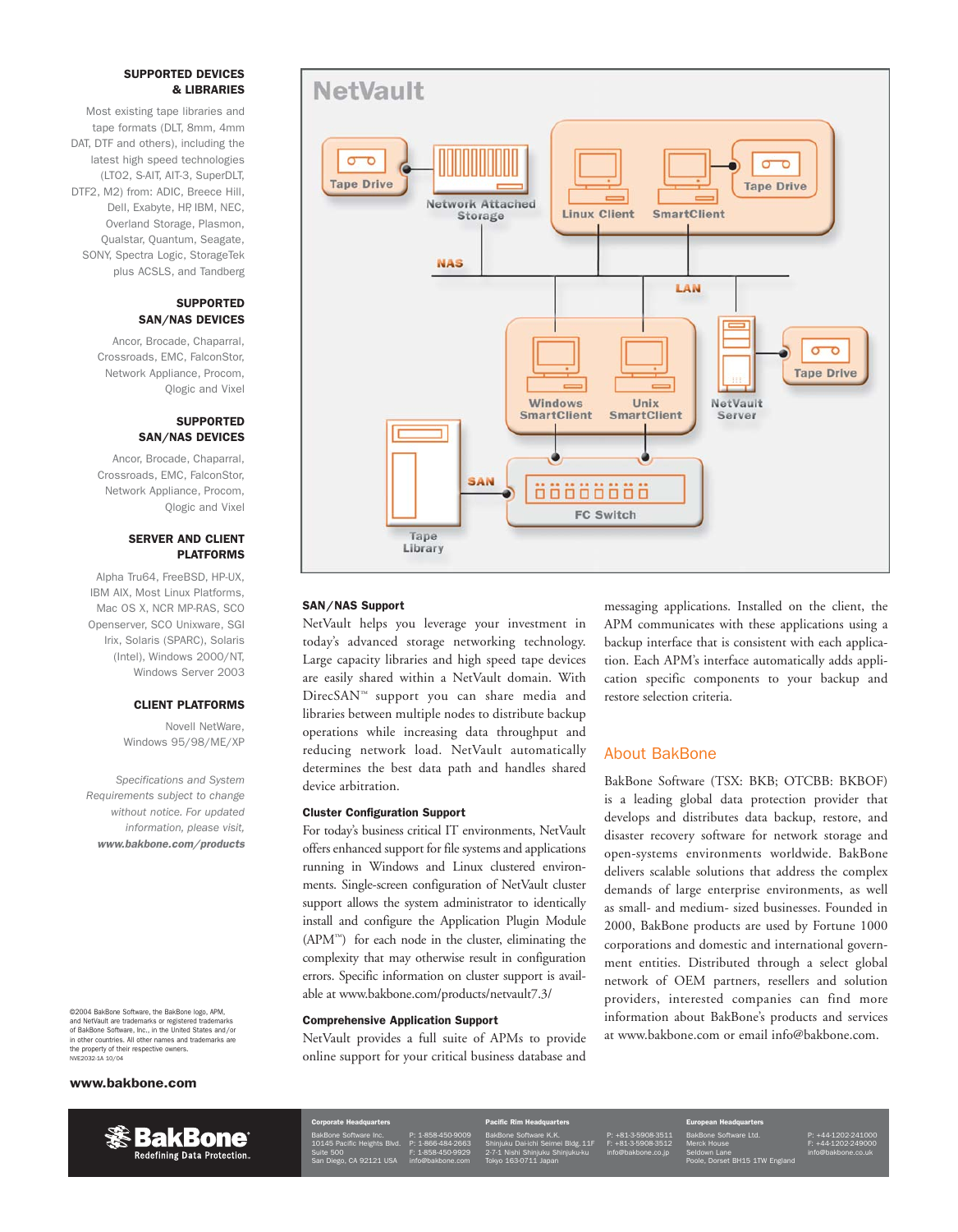**SUPPORTED DEVICES & LIBRARIES**

Most existing tape libraries and tape formats (DLT, 8mm, 4mm DAT, DTF and others), including the latest high speed technologies (LTO2, S-AIT, AIT-3, SuperDLT, DTF2, M2) from: ADIC, Breece Hill, Dell, Exabyte, HP, IBM, NEC, Overland Storage, Plasmon, Qualstar, Quantum, Seagate, SONY, Spectra Logic, StorageTek plus ACSLS, and Tandberg

**SUPPORTED SAN/NAS DEVICES**

Ancor, Brocade, Chaparral, Crossroads, EMC, FalconStor, Network Appliance, Procom, Qlogic and Vixel

**SUPPORTED SAN/NAS DEVICES**

Ancor, Brocade, Chaparral, Crossroads, EMC, FalconStor, Network Appliance, Procom, Qlogic and Vixel

**SERVER AND CLIENT PLATFORMS**

Alpha Tru64, FreeBSD, HP-UX, IBM AIX, Most Linux Platforms, Mac OS X, NCR MP-RAS, SCO Openserver, SCO Unixware, SGI Irix, Solaris (SPARC), Solaris (Intel), Windows 2000/NT, Windows Server 2003

**CLIENT PLATFORMS**

Novell NetWare, Windows 95/98/ME/XP

*Specifications and System Requirements subject to change without notice. For updated information, please visit,* ***www.bakbone.com/products***

NetVault

Tape Drive
Network Attached Storage
Linux Client
SmartClient
Tape Drive
NAS
LAN
Windows SmartClient
Unix SmartClient
NetVault Server
Tape Drive
SAN
FC Switch
Tape Library

### SAN/NAS Support

NetVault helps you leverage your investment in today's advanced storage networking technology. Large capacity libraries and high speed tape devices are easily shared within a NetVault domain. With DirecSAN™ support you can share media and libraries between multiple nodes to distribute backup operations while increasing data throughput and reducing network load. NetVault automatically determines the best data path and handles shared device arbitration.

### Cluster Configuration Support

For today's business critical IT environments, NetVault offers enhanced support for file systems and applications running in Windows and Linux clustered environments. Single-screen configuration of NetVault cluster support allows the system administrator to identically install and configure the Application Plugin Module (APM™) for each node in the cluster, eliminating the complexity that may otherwise result in configuration errors. Specific information on cluster support is available at www.bakbone.com/products/netvault7.3/

### Comprehensive Application Support

NetVault provides a full suite of APMs to provide online support for your critical business database and messaging applications. Installed on the client, the APM communicates with these applications using a backup interface that is consistent with each application. Each APM's interface automatically adds application specific components to your backup and restore selection criteria.

## About BakBone

BakBone Software (TSX: BKB; OTCBB: BKBOF) is a leading global data protection provider that develops and distributes data backup, restore, and disaster recovery software for network storage and open-systems environments worldwide. BakBone delivers scalable solutions that address the complex demands of large enterprise environments, as well as small- and medium- sized businesses. Founded in 2000, BakBone products are used by Fortune 1000 corporations and domestic and international government entities. Distributed through a select global network of OEM partners, resellers and solution providers, interested companies can find more information about BakBone's products and services at www.bakbone.com or email info@bakbone.com.

©2004 BakBone Software, the BakBone logo, APM, and NetVault are trademarks or registered trademarks of BakBone Software, Inc., in the United States and/or in other countries. All other names and trademarks are the property of their respective owners.
NVE2032-1A 10/04

**www.bakbone.com**

**BakBone**
Redefining Data Protection.

**Corporate Headquarters**
BakBone Software Inc.
10145 Pacific Heights Blvd.
Suite 500
San Diego, CA 92121 USA
P: 1-858-450-9009
P: 1-866-484-2663
F: 1-858-450-9929
info@bakbone.com

**Pacific Rim Headquarters**
BakBone Software K.K.
Shinjuku Dai-ichi Seimei Bldg. 11F
2-7-1 Nishi Shinjuku Shinjuku-ku
Tokyo 163-0711 Japan
P: +81-3-5908-3511
F: +81-3-5908-3512
info@bakbone.co.jp

**European Headquarters**
BakBone Software Ltd.
Merck House
Seldown Lane
Poole, Dorset BH15 1TW England
P: +44-1202-241000
F: +44-1202-249000
info@bakbone.co.uk